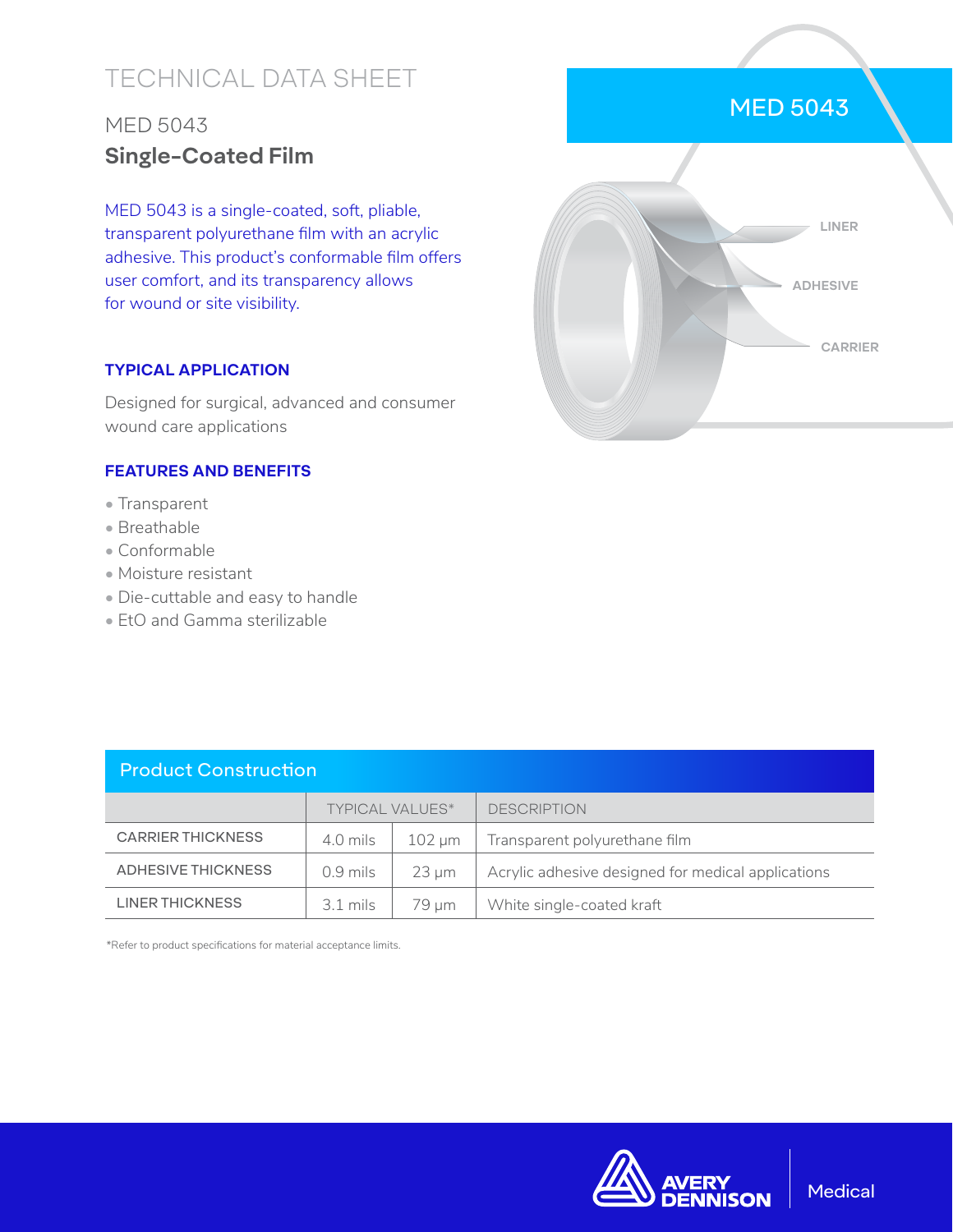# TECHNICAL DATA SHEET

## MED 5043

## **Single-Coated Film**

MED 5043 is a single-coated, soft, pliable, transparent polyurethane film with an acrylic adhesive. This product's conformable film offers user comfort, and its transparency allows for wound or site visibility.

MED 5043

LINER

ADHESIVE

CARRIER

### TYPICAL APPLICATION

Designed for surgical, advanced and consumer wound care applications

### FEATURES AND BENEFITS

- Transparent
- Breathable
- Conformable
- Moisture resistant
- Die-cuttable and easy to handle
- EtO and Gamma sterilizable

### Product Construction

| | TYPICAL VALUES* | | DESCRIPTION |
|---|---|---|---|
| CARRIER THICKNESS | 4.0 mils | 102 µm | Transparent polyurethane film |
| ADHESIVE THICKNESS | 0.9 mils | 23 µm | Acrylic adhesive designed for medical applications |
| LINER THICKNESS | 3.1 mils | 79 µm | White single-coated kraft |

*Refer to product specifications for material acceptance limits.

AVERY DENNISON | Medical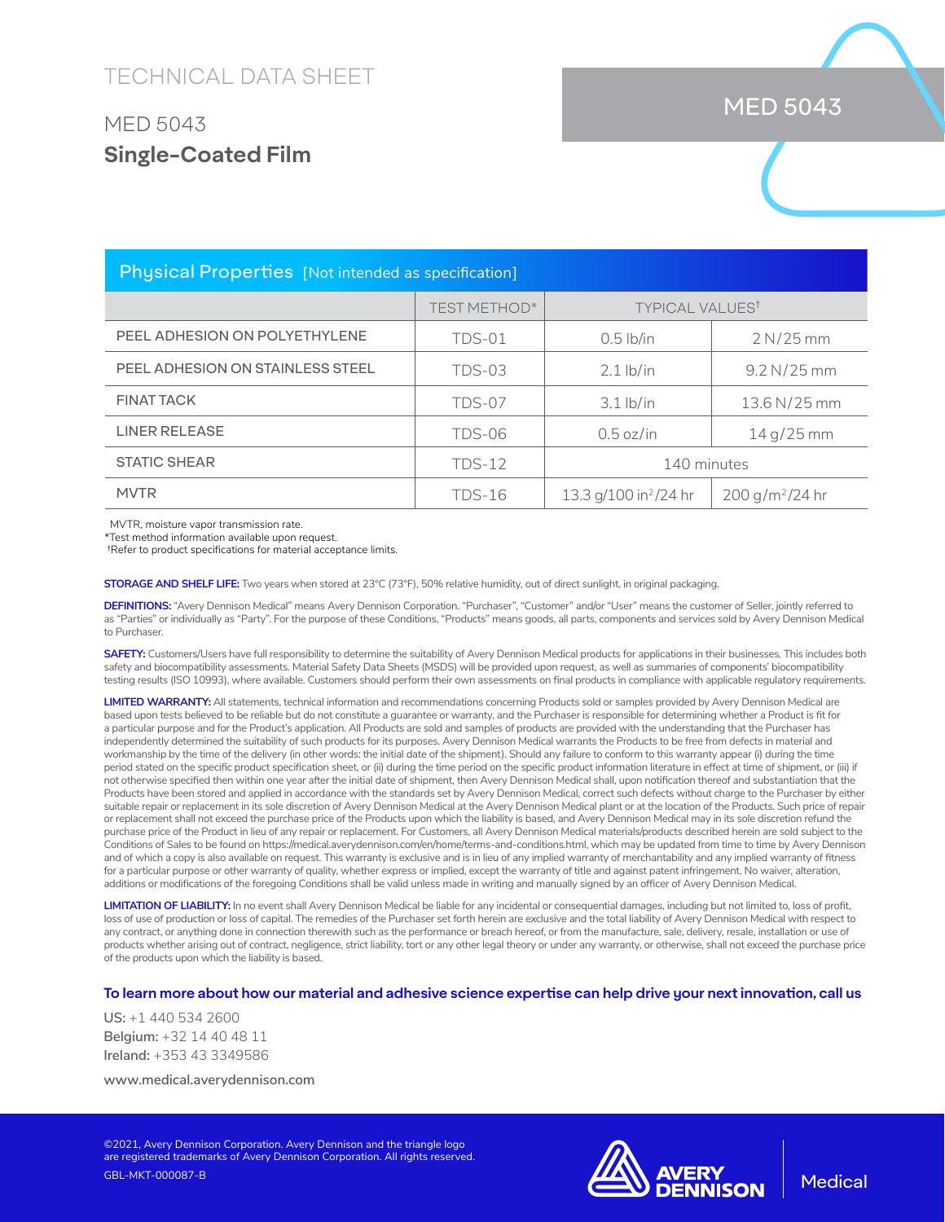TECHNICAL DATA SHEET

MED 5043

# MED 5043

## Single-Coated Film

## Physical Properties [Not intended as specification]

| | TEST METHOD* | TYPICAL VALUES† | |
|---|---|---|---|
| PEEL ADHESION ON POLYETHYLENE | TDS-01 | 0.5 lb/in | 2 N/25 mm |
| PEEL ADHESION ON STAINLESS STEEL | TDS-03 | 2.1 lb/in | 9.2 N/25 mm |
| FINAT TACK | TDS-07 | 3.1 lb/in | 13.6 N/25 mm |
| LINER RELEASE | TDS-06 | 0.5 oz/in | 14 g/25 mm |
| STATIC SHEAR | TDS-12 | 140 minutes | |
| MVTR | TDS-16 | 13.3 g/100 $in^2$/24 hr | 200 g/$m^2$/24 hr |

MVTR, moisture vapor transmission rate.
*Test method information available upon request.
†Refer to product specifications for material acceptance limits.

**STORAGE AND SHELF LIFE:** Two years when stored at 23°C (73°F), 50% relative humidity, out of direct sunlight, in original packaging.

**DEFINITIONS:** "Avery Dennison Medical" means Avery Dennison Corporation. "Purchaser", "Customer" and/or "User" means the customer of Seller, jointly referred to as "Parties" or individually as "Party". For the purpose of these Conditions, "Products" means goods, all parts, components and services sold by Avery Dennison Medical to Purchaser.

**SAFETY:** Customers/Users have full responsibility to determine the suitability of Avery Dennison Medical products for applications in their businesses. This includes both safety and biocompatibility assessments. Material Safety Data Sheets (MSDS) will be provided upon request, as well as summaries of components' biocompatibility testing results (ISO 10993), where available. Customers should perform their own assessments on final products in compliance with applicable regulatory requirements.

**LIMITED WARRANTY:** All statements, technical information and recommendations concerning Products sold or samples provided by Avery Dennison Medical are based upon tests believed to be reliable but do not constitute a guarantee or warranty, and the Purchaser is responsible for determining whether a Product is fit for a particular purpose and for the Product's application. All Products are sold and samples of products are provided with the understanding that the Purchaser has independently determined the suitability of such products for its purposes. Avery Dennison Medical warrants the Products to be free from defects in material and workmanship by the time of the delivery (in other words: the initial date of the shipment). Should any failure to conform to this warranty appear (i) during the time period stated on the specific product specification sheet, or (ii) during the time period on the specific product information literature in effect at time of shipment, or (iii) if not otherwise specified then within one year after the initial date of shipment, then Avery Dennison Medical shall, upon notification thereof and substantiation that the Products have been stored and applied in accordance with the standards set by Avery Dennison Medical, correct such defects without charge to the Purchaser by either suitable repair or replacement in its sole discretion of Avery Dennison Medical at the Avery Dennison Medical plant or at the location of the Products. Such price of repair or replacement shall not exceed the purchase price of the Products upon which the liability is based, and Avery Dennison Medical may in its sole discretion refund the purchase price of the Product in lieu of any repair or replacement. For Customers, all Avery Dennison Medical materials/products described herein are sold subject to the Conditions of Sales to be found on https://medical.averydennison.com/en/home/terms-and-conditions.html, which may be updated from time to time by Avery Dennison and of which a copy is also available on request. This warranty is exclusive and is in lieu of any implied warranty of merchantability and any implied warranty of fitness for a particular purpose or other warranty of quality, whether express or implied, except the warranty of title and against patent infringement. No waiver, alteration, additions or modifications of the foregoing Conditions shall be valid unless made in writing and manually signed by an officer of Avery Dennison Medical.

**LIMITATION OF LIABILITY:** In no event shall Avery Dennison Medical be liable for any incidental or consequential damages, including but not limited to, loss of profit, loss of use of production or loss of capital. The remedies of the Purchaser set forth herein are exclusive and the total liability of Avery Dennison Medical with respect to any contract, or anything done in connection therewith such as the performance or breach hereof, or from the manufacture, sale, delivery, resale, installation or use of products whether arising out of contract, negligence, strict liability, tort or any other legal theory or under any warranty, or otherwise, shall not exceed the purchase price of the products upon which the liability is based.

**To learn more about how our material and adhesive science expertise can help drive your next innovation, call us**

**US:** +1 440 534 2600
**Belgium:** +32 14 40 48 11
**Ireland:** +353 43 3349586

www.medical.averydennison.com

©2021, Avery Dennison Corporation. Avery Dennison and the triangle logo are registered trademarks of Avery Dennison Corporation. All rights reserved.

GBL-MKT-000087-B

AVERY DENNISON Medical